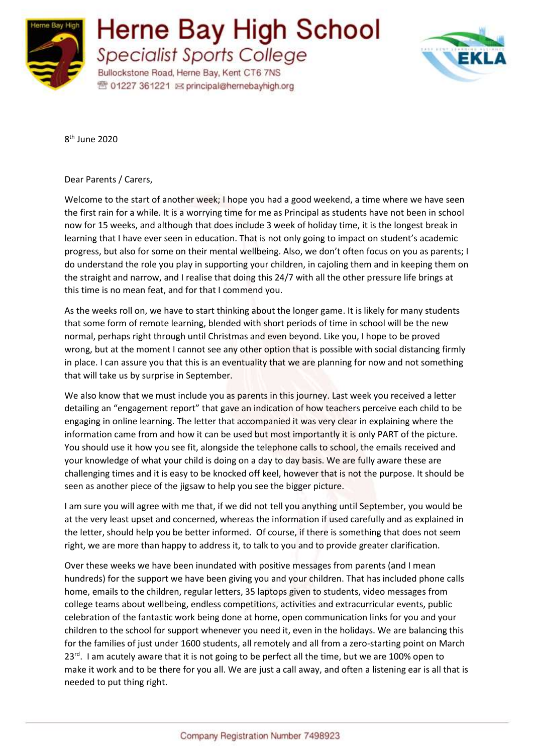# Herne Bay High School

*Specialist Sports College*

Bullockstone Road, Herne Bay, Kent CT6 7NS
01227 361221 principal@hernebayhigh.org

8th June 2020

Dear Parents / Carers,

Welcome to the start of another week; I hope you had a good weekend, a time where we have seen the first rain for a while. It is a worrying time for me as Principal as students have not been in school now for 15 weeks, and although that does include 3 week of holiday time, it is the longest break in learning that I have ever seen in education. That is not only going to impact on student's academic progress, but also for some on their mental wellbeing. Also, we don't often focus on you as parents; I do understand the role you play in supporting your children, in cajoling them and in keeping them on the straight and narrow, and I realise that doing this 24/7 with all the other pressure life brings at this time is no mean feat, and for that I commend you.

As the weeks roll on, we have to start thinking about the longer game. It is likely for many students that some form of remote learning, blended with short periods of time in school will be the new normal, perhaps right through until Christmas and even beyond. Like you, I hope to be proved wrong, but at the moment I cannot see any other option that is possible with social distancing firmly in place. I can assure you that this is an eventuality that we are planning for now and not something that will take us by surprise in September.

We also know that we must include you as parents in this journey. Last week you received a letter detailing an "engagement report" that gave an indication of how teachers perceive each child to be engaging in online learning. The letter that accompanied it was very clear in explaining where the information came from and how it can be used but most importantly it is only PART of the picture. You should use it how you see fit, alongside the telephone calls to school, the emails received and your knowledge of what your child is doing on a day to day basis. We are fully aware these are challenging times and it is easy to be knocked off keel, however that is not the purpose. It should be seen as another piece of the jigsaw to help you see the bigger picture.

I am sure you will agree with me that, if we did not tell you anything until September, you would be at the very least upset and concerned, whereas the information if used carefully and as explained in the letter, should help you be better informed. Of course, if there is something that does not seem right, we are more than happy to address it, to talk to you and to provide greater clarification.

Over these weeks we have been inundated with positive messages from parents (and I mean hundreds) for the support we have been giving you and your children. That has included phone calls home, emails to the children, regular letters, 35 laptops given to students, video messages from college teams about wellbeing, endless competitions, activities and extracurricular events, public celebration of the fantastic work being done at home, open communication links for you and your children to the school for support whenever you need it, even in the holidays. We are balancing this for the families of just under 1600 students, all remotely and all from a zero-starting point on March 23rd. I am acutely aware that it is not going to be perfect all the time, but we are 100% open to make it work and to be there for you all. We are just a call away, and often a listening ear is all that is needed to put thing right.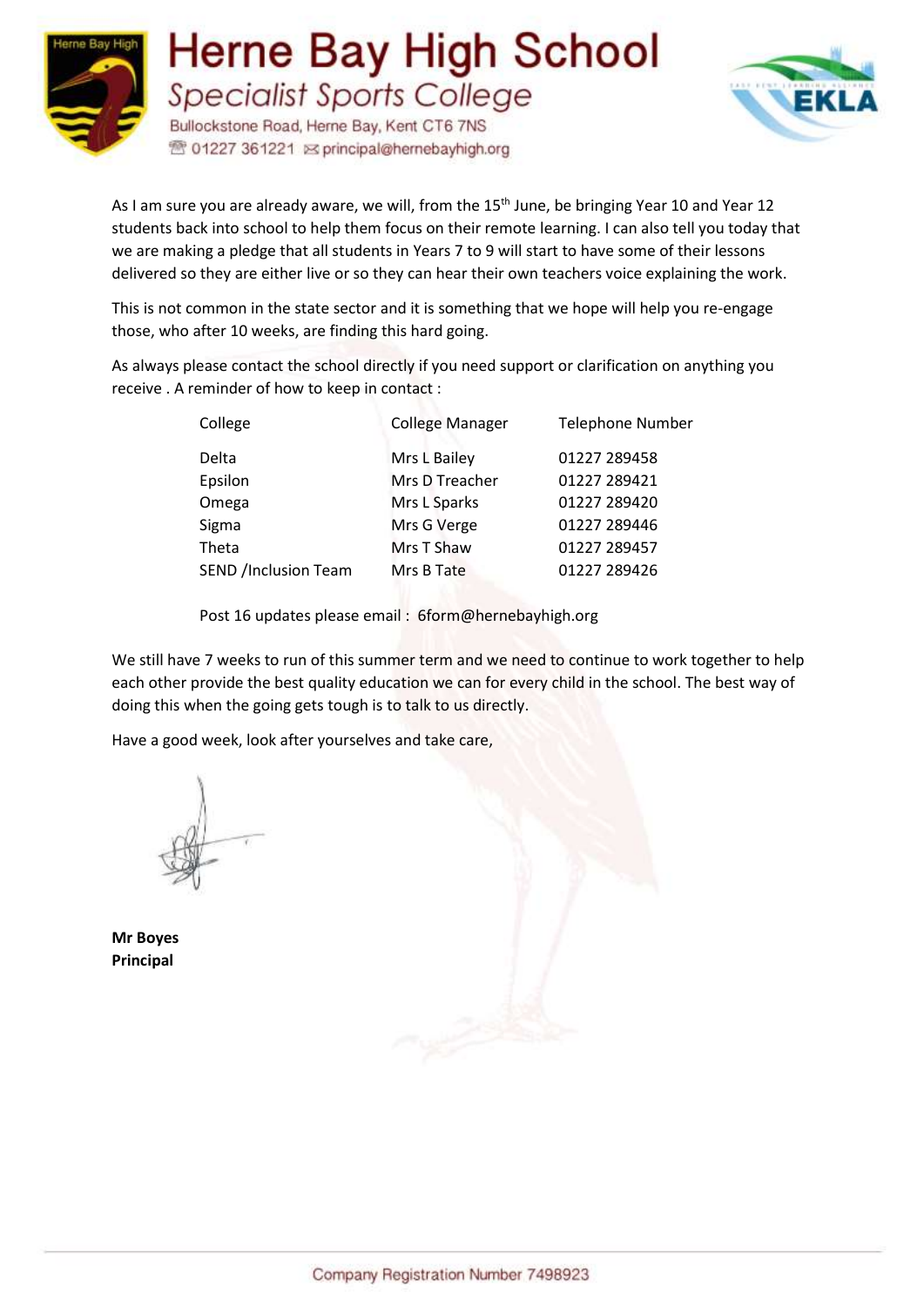# Herne Bay High School

*Specialist Sports College*

Bullockstone Road, Herne Bay, Kent CT6 7NS

01227 361221 principal@hernebayhigh.org

As I am sure you are already aware, we will, from the 15th June, be bringing Year 10 and Year 12 students back into school to help them focus on their remote learning. I can also tell you today that we are making a pledge that all students in Years 7 to 9 will start to have some of their lessons delivered so they are either live or so they can hear their own teachers voice explaining the work.

This is not common in the state sector and it is something that we hope will help you re-engage those, who after 10 weeks, are finding this hard going.

As always please contact the school directly if you need support or clarification on anything you receive . A reminder of how to keep in contact :

| College | College Manager | Telephone Number |
|---|---|---|
| Delta | Mrs L Bailey | 01227 289458 |
| Epsilon | Mrs D Treacher | 01227 289421 |
| Omega | Mrs L Sparks | 01227 289420 |
| Sigma | Mrs G Verge | 01227 289446 |
| Theta | Mrs T Shaw | 01227 289457 |
| SEND /Inclusion Team | Mrs B Tate | 01227 289426 |

Post 16 updates please email : 6form@hernebayhigh.org

We still have 7 weeks to run of this summer term and we need to continue to work together to help each other provide the best quality education we can for every child in the school. The best way of doing this when the going gets tough is to talk to us directly.

Have a good week, look after yourselves and take care,

**Mr Boyes**
**Principal**

Company Registration Number 7498923